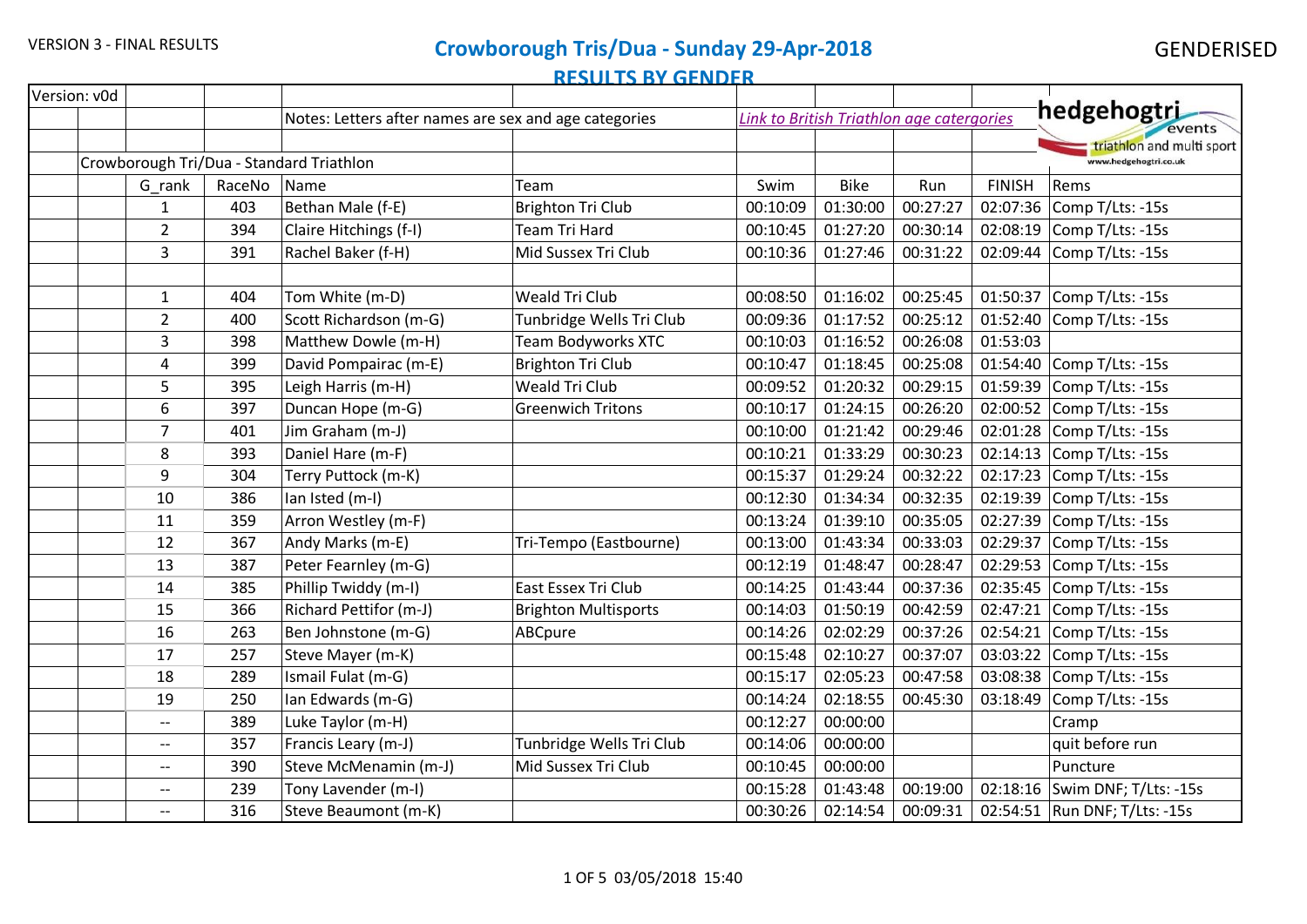VERSION 3 - FINAL RESULTS

# Crowborough Tris/Dua - Sunday 29-Apr-2018

## RESULTS BY GENDER

GENDERISED

Version: v0d

Notes: Letters after names are sex and age categories

*Link to British Triathlon age catergories*

hedgehogtri events - triathlon and multi sport - www.hedgehogtri.co.uk

### Crowborough Tri/Dua - Standard Triathlon

| G_rank | RaceNo | Name | Team | Swim | Bike | Run | FINISH | Rems |
|---|---|---|---|---|---|---|---|---|
| 1 | 403 | Bethan Male (f-E) | Brighton Tri Club | 00:10:09 | 01:30:00 | 00:27:27 | 02:07:36 | Comp T/Lts: -15s |
| 2 | 394 | Claire Hitchings (f-I) | Team Tri Hard | 00:10:45 | 01:27:20 | 00:30:14 | 02:08:19 | Comp T/Lts: -15s |
| 3 | 391 | Rachel Baker (f-H) | Mid Sussex Tri Club | 00:10:36 | 01:27:46 | 00:31:22 | 02:09:44 | Comp T/Lts: -15s |
| | | | | | | | | |
| 1 | 404 | Tom White (m-D) | Weald Tri Club | 00:08:50 | 01:16:02 | 00:25:45 | 01:50:37 | Comp T/Lts: -15s |
| 2 | 400 | Scott Richardson (m-G) | Tunbridge Wells Tri Club | 00:09:36 | 01:17:52 | 00:25:12 | 01:52:40 | Comp T/Lts: -15s |
| 3 | 398 | Matthew Dowle (m-H) | Team Bodyworks XTC | 00:10:03 | 01:16:52 | 00:26:08 | 01:53:03 | |
| 4 | 399 | David Pompairac (m-E) | Brighton Tri Club | 00:10:47 | 01:18:45 | 00:25:08 | 01:54:40 | Comp T/Lts: -15s |
| 5 | 395 | Leigh Harris (m-H) | Weald Tri Club | 00:09:52 | 01:20:32 | 00:29:15 | 01:59:39 | Comp T/Lts: -15s |
| 6 | 397 | Duncan Hope (m-G) | Greenwich Tritons | 00:10:17 | 01:24:15 | 00:26:20 | 02:00:52 | Comp T/Lts: -15s |
| 7 | 401 | Jim Graham (m-J) | | 00:10:00 | 01:21:42 | 00:29:46 | 02:01:28 | Comp T/Lts: -15s |
| 8 | 393 | Daniel Hare (m-F) | | 00:10:21 | 01:33:29 | 00:30:23 | 02:14:13 | Comp T/Lts: -15s |
| 9 | 304 | Terry Puttock (m-K) | | 00:15:37 | 01:29:24 | 00:32:22 | 02:17:23 | Comp T/Lts: -15s |
| 10 | 386 | Ian Isted (m-I) | | 00:12:30 | 01:34:34 | 00:32:35 | 02:19:39 | Comp T/Lts: -15s |
| 11 | 359 | Arron Westley (m-F) | | 00:13:24 | 01:39:10 | 00:35:05 | 02:27:39 | Comp T/Lts: -15s |
| 12 | 367 | Andy Marks (m-E) | Tri-Tempo (Eastbourne) | 00:13:00 | 01:43:34 | 00:33:03 | 02:29:37 | Comp T/Lts: -15s |
| 13 | 387 | Peter Fearnley (m-G) | | 00:12:19 | 01:48:47 | 00:28:47 | 02:29:53 | Comp T/Lts: -15s |
| 14 | 385 | Phillip Twiddy (m-I) | East Essex Tri Club | 00:14:25 | 01:43:44 | 00:37:36 | 02:35:45 | Comp T/Lts: -15s |
| 15 | 366 | Richard Pettifor (m-J) | Brighton Multisports | 00:14:03 | 01:50:19 | 00:42:59 | 02:47:21 | Comp T/Lts: -15s |
| 16 | 263 | Ben Johnstone (m-G) | ABCpure | 00:14:26 | 02:02:29 | 00:37:26 | 02:54:21 | Comp T/Lts: -15s |
| 17 | 257 | Steve Mayer (m-K) | | 00:15:48 | 02:10:27 | 00:37:07 | 03:03:22 | Comp T/Lts: -15s |
| 18 | 289 | Ismail Fulat (m-G) | | 00:15:17 | 02:05:23 | 00:47:58 | 03:08:38 | Comp T/Lts: -15s |
| 19 | 250 | Ian Edwards (m-G) | | 00:14:24 | 02:18:55 | 00:45:30 | 03:18:49 | Comp T/Lts: -15s |
| -- | 389 | Luke Taylor (m-H) | | 00:12:27 | 00:00:00 | | | Cramp |
| -- | 357 | Francis Leary (m-J) | Tunbridge Wells Tri Club | 00:14:06 | 00:00:00 | | | quit before run |
| -- | 390 | Steve McMenamin (m-J) | Mid Sussex Tri Club | 00:10:45 | 00:00:00 | | | Puncture |
| -- | 239 | Tony Lavender (m-I) | | 00:15:28 | 01:43:48 | 00:19:00 | 02:18:16 | Swim DNF; T/Lts: -15s |
| -- | 316 | Steve Beaumont (m-K) | | 00:30:26 | 02:14:54 | 00:09:31 | 02:54:51 | Run DNF; T/Lts: -15s |

03/05/2018 15:40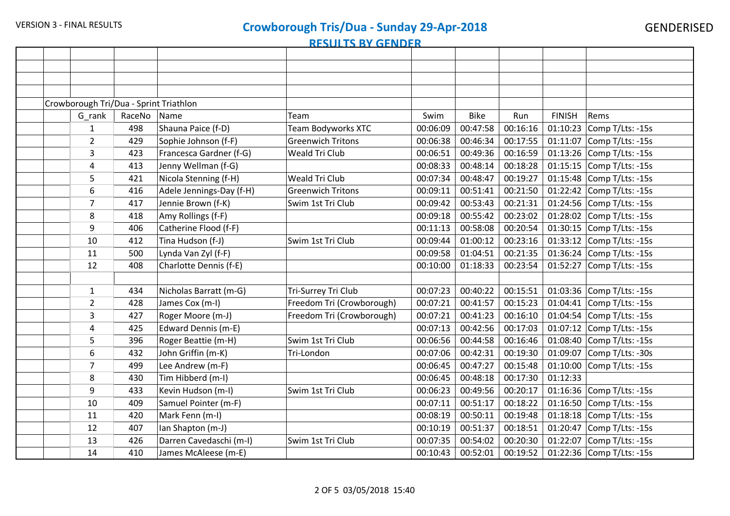VERSION 3 - FINAL RESULTS

# Crowborough Tris/Dua - Sunday 29-Apr-2018

## RESULTS BY GENDER

GENDERISED

Crowborough Tri/Dua - Sprint Triathlon

| G_rank | RaceNo | Name | Team | Swim | Bike | Run | FINISH | Rems |
|---|---|---|---|---|---|---|---|---|
| 1 | 498 | Shauna Paice (f-D) | Team Bodyworks XTC | 00:06:09 | 00:47:58 | 00:16:16 | 01:10:23 | Comp T/Lts: -15s |
| 2 | 429 | Sophie Johnson (f-F) | Greenwich Tritons | 00:06:38 | 00:46:34 | 00:17:55 | 01:11:07 | Comp T/Lts: -15s |
| 3 | 423 | Francesca Gardner (f-G) | Weald Tri Club | 00:06:51 | 00:49:36 | 00:16:59 | 01:13:26 | Comp T/Lts: -15s |
| 4 | 413 | Jenny Wellman (f-G) | | 00:08:33 | 00:48:14 | 00:18:28 | 01:15:15 | Comp T/Lts: -15s |
| 5 | 421 | Nicola Stenning (f-H) | Weald Tri Club | 00:07:34 | 00:48:47 | 00:19:27 | 01:15:48 | Comp T/Lts: -15s |
| 6 | 416 | Adele Jennings-Day (f-H) | Greenwich Tritons | 00:09:11 | 00:51:41 | 00:21:50 | 01:22:42 | Comp T/Lts: -15s |
| 7 | 417 | Jennie Brown (f-K) | Swim 1st Tri Club | 00:09:42 | 00:53:43 | 00:21:31 | 01:24:56 | Comp T/Lts: -15s |
| 8 | 418 | Amy Rollings (f-F) | | 00:09:18 | 00:55:42 | 00:23:02 | 01:28:02 | Comp T/Lts: -15s |
| 9 | 406 | Catherine Flood (f-F) | | 00:11:13 | 00:58:08 | 00:20:54 | 01:30:15 | Comp T/Lts: -15s |
| 10 | 412 | Tina Hudson (f-J) | Swim 1st Tri Club | 00:09:44 | 01:00:12 | 00:23:16 | 01:33:12 | Comp T/Lts: -15s |
| 11 | 500 | Lynda Van Zyl (f-F) | | 00:09:58 | 01:04:51 | 00:21:35 | 01:36:24 | Comp T/Lts: -15s |
| 12 | 408 | Charlotte Dennis (f-E) | | 00:10:00 | 01:18:33 | 00:23:54 | 01:52:27 | Comp T/Lts: -15s |
| | | | | | | | | |
| 1 | 434 | Nicholas Barratt (m-G) | Tri-Surrey Tri Club | 00:07:23 | 00:40:22 | 00:15:51 | 01:03:36 | Comp T/Lts: -15s |
| 2 | 428 | James Cox (m-I) | Freedom Tri (Crowborough) | 00:07:21 | 00:41:57 | 00:15:23 | 01:04:41 | Comp T/Lts: -15s |
| 3 | 427 | Roger Moore (m-J) | Freedom Tri (Crowborough) | 00:07:21 | 00:41:23 | 00:16:10 | 01:04:54 | Comp T/Lts: -15s |
| 4 | 425 | Edward Dennis (m-E) | | 00:07:13 | 00:42:56 | 00:17:03 | 01:07:12 | Comp T/Lts: -15s |
| 5 | 396 | Roger Beattie (m-H) | Swim 1st Tri Club | 00:06:56 | 00:44:58 | 00:16:46 | 01:08:40 | Comp T/Lts: -15s |
| 6 | 432 | John Griffin (m-K) | Tri-London | 00:07:06 | 00:42:31 | 00:19:30 | 01:09:07 | Comp T/Lts: -30s |
| 7 | 499 | Lee Andrew (m-F) | | 00:06:45 | 00:47:27 | 00:15:48 | 01:10:00 | Comp T/Lts: -15s |
| 8 | 430 | Tim Hibberd (m-I) | | 00:06:45 | 00:48:18 | 00:17:30 | 01:12:33 | |
| 9 | 433 | Kevin Hudson (m-I) | Swim 1st Tri Club | 00:06:23 | 00:49:56 | 00:20:17 | 01:16:36 | Comp T/Lts: -15s |
| 10 | 409 | Samuel Pointer (m-F) | | 00:07:11 | 00:51:17 | 00:18:22 | 01:16:50 | Comp T/Lts: -15s |
| 11 | 420 | Mark Fenn (m-I) | | 00:08:19 | 00:50:11 | 00:19:48 | 01:18:18 | Comp T/Lts: -15s |
| 12 | 407 | Ian Shapton (m-J) | | 00:10:19 | 00:51:37 | 00:18:51 | 01:20:47 | Comp T/Lts: -15s |
| 13 | 426 | Darren Cavedaschi (m-I) | Swim 1st Tri Club | 00:07:35 | 00:54:02 | 00:20:30 | 01:22:07 | Comp T/Lts: -15s |
| 14 | 410 | James McAleese (m-E) | | 00:10:43 | 00:52:01 | 00:19:52 | 01:22:36 | Comp T/Lts: -15s |

03/05/2018 15:40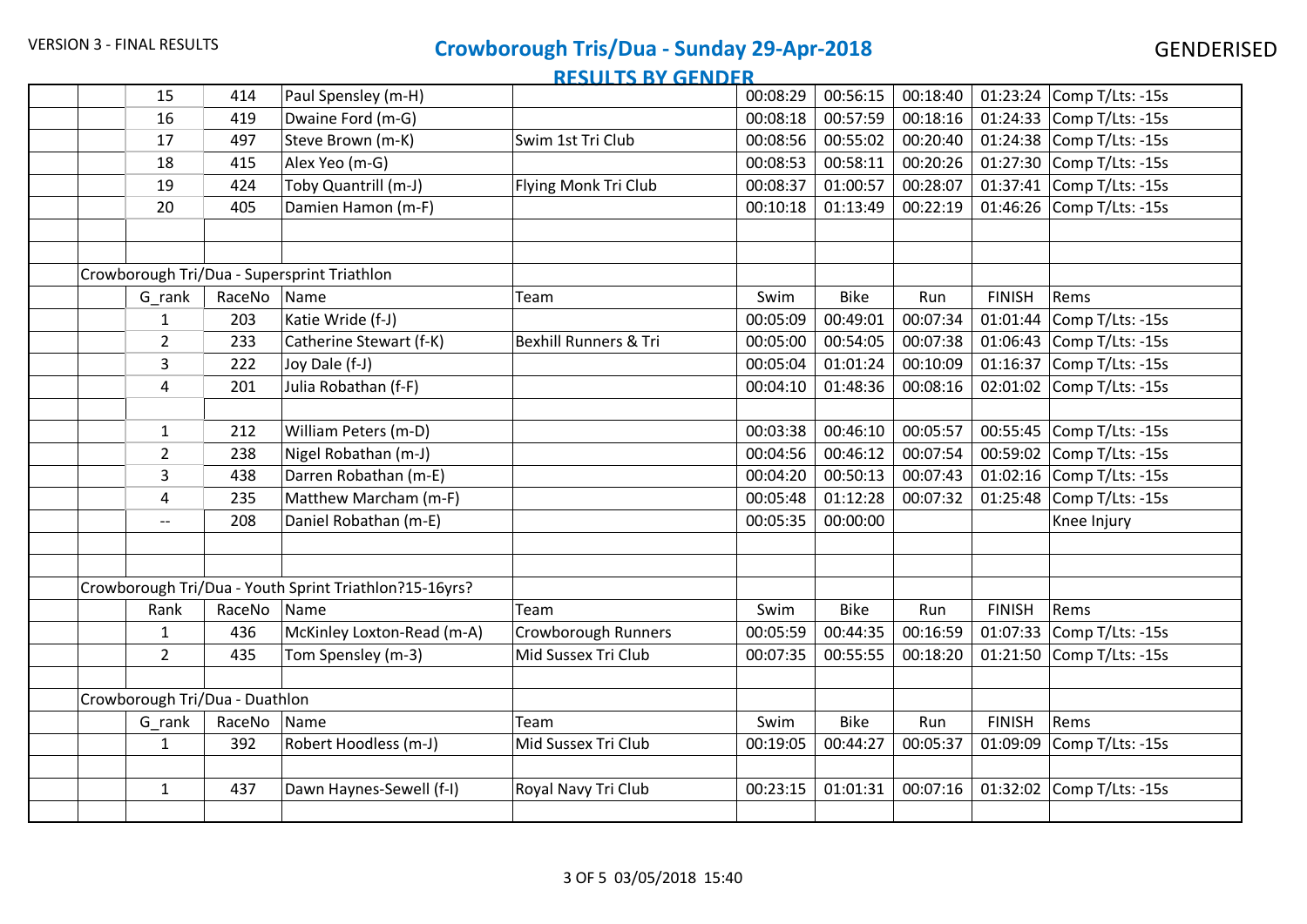VERSION 3 - FINAL RESULTS

# Crowborough Tris/Dua - Sunday 29-Apr-2018

GENDERISED

## RESULTS BY GENDER

| | Rank | RaceNo | Name | Team | Swim | Bike | Run | FINISH | Rems |
|---|---|---|---|---|---|---|---|---|---|
| | 15 | 414 | Paul Spensley (m-H) | | 00:08:29 | 00:56:15 | 00:18:40 | 01:23:24 | Comp T/Lts: -15s |
| | 16 | 419 | Dwaine Ford (m-G) | | 00:08:18 | 00:57:59 | 00:18:16 | 01:24:33 | Comp T/Lts: -15s |
| | 17 | 497 | Steve Brown (m-K) | Swim 1st Tri Club | 00:08:56 | 00:55:02 | 00:20:40 | 01:24:38 | Comp T/Lts: -15s |
| | 18 | 415 | Alex Yeo (m-G) | | 00:08:53 | 00:58:11 | 00:20:26 | 01:27:30 | Comp T/Lts: -15s |
| | 19 | 424 | Toby Quantrill (m-J) | Flying Monk Tri Club | 00:08:37 | 01:00:57 | 00:28:07 | 01:37:41 | Comp T/Lts: -15s |
| | 20 | 405 | Damien Hamon (m-F) | | 00:10:18 | 01:13:49 | 00:22:19 | 01:46:26 | Comp T/Lts: -15s |

### Crowborough Tri/Dua - Supersprint Triathlon

| | G_rank | RaceNo | Name | Team | Swim | Bike | Run | FINISH | Rems |
|---|---|---|---|---|---|---|---|---|---|
| | 1 | 203 | Katie Wride (f-J) | | 00:05:09 | 00:49:01 | 00:07:34 | 01:01:44 | Comp T/Lts: -15s |
| | 2 | 233 | Catherine Stewart (f-K) | Bexhill Runners & Tri | 00:05:00 | 00:54:05 | 00:07:38 | 01:06:43 | Comp T/Lts: -15s |
| | 3 | 222 | Joy Dale (f-J) | | 00:05:04 | 01:01:24 | 00:10:09 | 01:16:37 | Comp T/Lts: -15s |
| | 4 | 201 | Julia Robathan (f-F) | | 00:04:10 | 01:48:36 | 00:08:16 | 02:01:02 | Comp T/Lts: -15s |
| | | | | | | | | | |
| | 1 | 212 | William Peters (m-D) | | 00:03:38 | 00:46:10 | 00:05:57 | 00:55:45 | Comp T/Lts: -15s |
| | 2 | 238 | Nigel Robathan (m-J) | | 00:04:56 | 00:46:12 | 00:07:54 | 00:59:02 | Comp T/Lts: -15s |
| | 3 | 438 | Darren Robathan (m-E) | | 00:04:20 | 00:50:13 | 00:07:43 | 01:02:16 | Comp T/Lts: -15s |
| | 4 | 235 | Matthew Marcham (m-F) | | 00:05:48 | 01:12:28 | 00:07:32 | 01:25:48 | Comp T/Lts: -15s |
| | -- | 208 | Daniel Robathan (m-E) | | 00:05:35 | 00:00:00 | | | Knee Injury |

### Crowborough Tri/Dua - Youth Sprint Triathlon?15-16yrs?

| | Rank | RaceNo | Name | Team | Swim | Bike | Run | FINISH | Rems |
|---|---|---|---|---|---|---|---|---|---|
| | 1 | 436 | McKinley Loxton-Read (m-A) | Crowborough Runners | 00:05:59 | 00:44:35 | 00:16:59 | 01:07:33 | Comp T/Lts: -15s |
| | 2 | 435 | Tom Spensley (m-3) | Mid Sussex Tri Club | 00:07:35 | 00:55:55 | 00:18:20 | 01:21:50 | Comp T/Lts: -15s |

### Crowborough Tri/Dua - Duathlon

| | G_rank | RaceNo | Name | Team | Swim | Bike | Run | FINISH | Rems |
|---|---|---|---|---|---|---|---|---|---|
| | 1 | 392 | Robert Hoodless (m-J) | Mid Sussex Tri Club | 00:19:05 | 00:44:27 | 00:05:37 | 01:09:09 | Comp T/Lts: -15s |
| | | | | | | | | | |
| | 1 | 437 | Dawn Haynes-Sewell (f-I) | Royal Navy Tri Club | 00:23:15 | 01:01:31 | 00:07:16 | 01:32:02 | Comp T/Lts: -15s |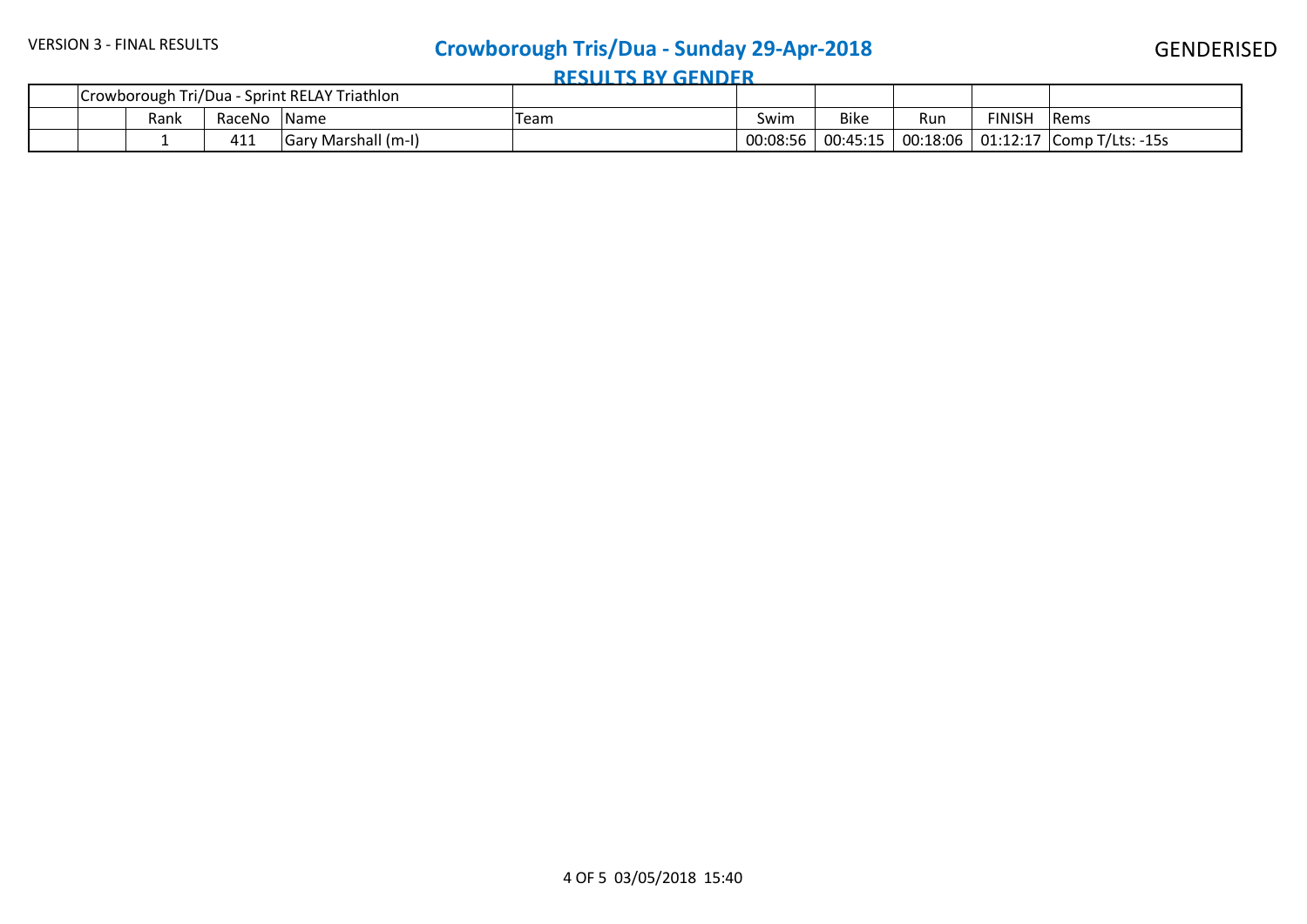VERSION 3 - FINAL RESULTS

# Crowborough Tris/Dua - Sunday 29-Apr-2018

GENDERISED

## RESULTS BY GENDER

| | Crowborough Tri/Dua - Sprint RELAY Triathlon | | | | | | | | | |
|---|---|---|---|---|---|---|---|---|---|---|
| | | Rank | RaceNo | Name | Team | Swim | Bike | Run | FINISH | Rems |
| | | 1 | 411 | Gary Marshall (m-I) | | 00:08:56 | 00:45:15 | 00:18:06 | 01:12:17 | Comp T/Lts: -15s |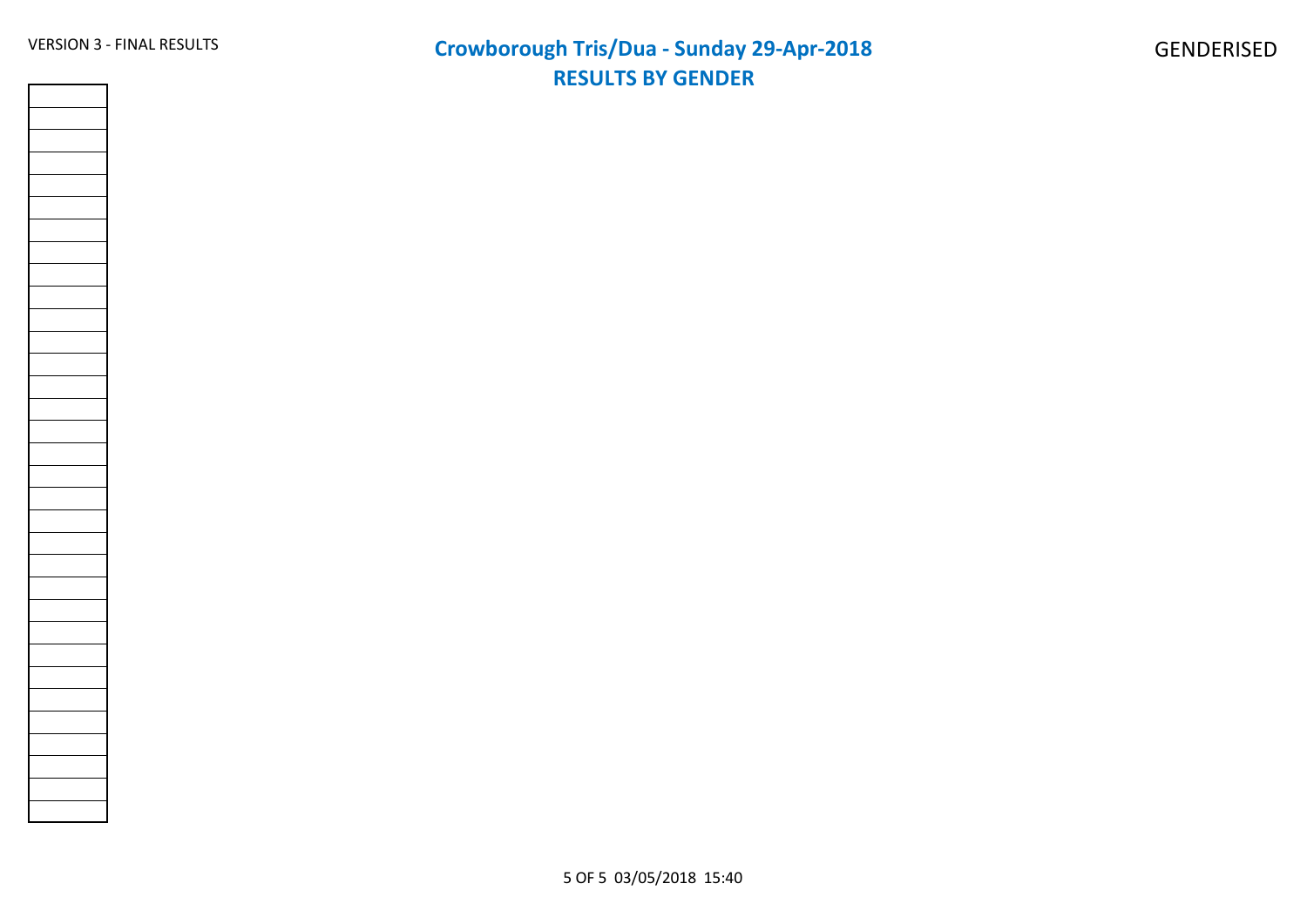VERSION 3 - FINAL RESULTS

# Crowborough Tris/Dua - Sunday 29-Apr-2018
## RESULTS BY GENDER

GENDERISED

| |
|---|
| |
| |
| |
| |
| |
| |
| |
| |
| |
| |
| |
| |
| |
| |
| |
| |
| |
| |
| |
| |
| |
| |
| |
| |
| |
| |
| |
| |
| |
| |
| |
| |